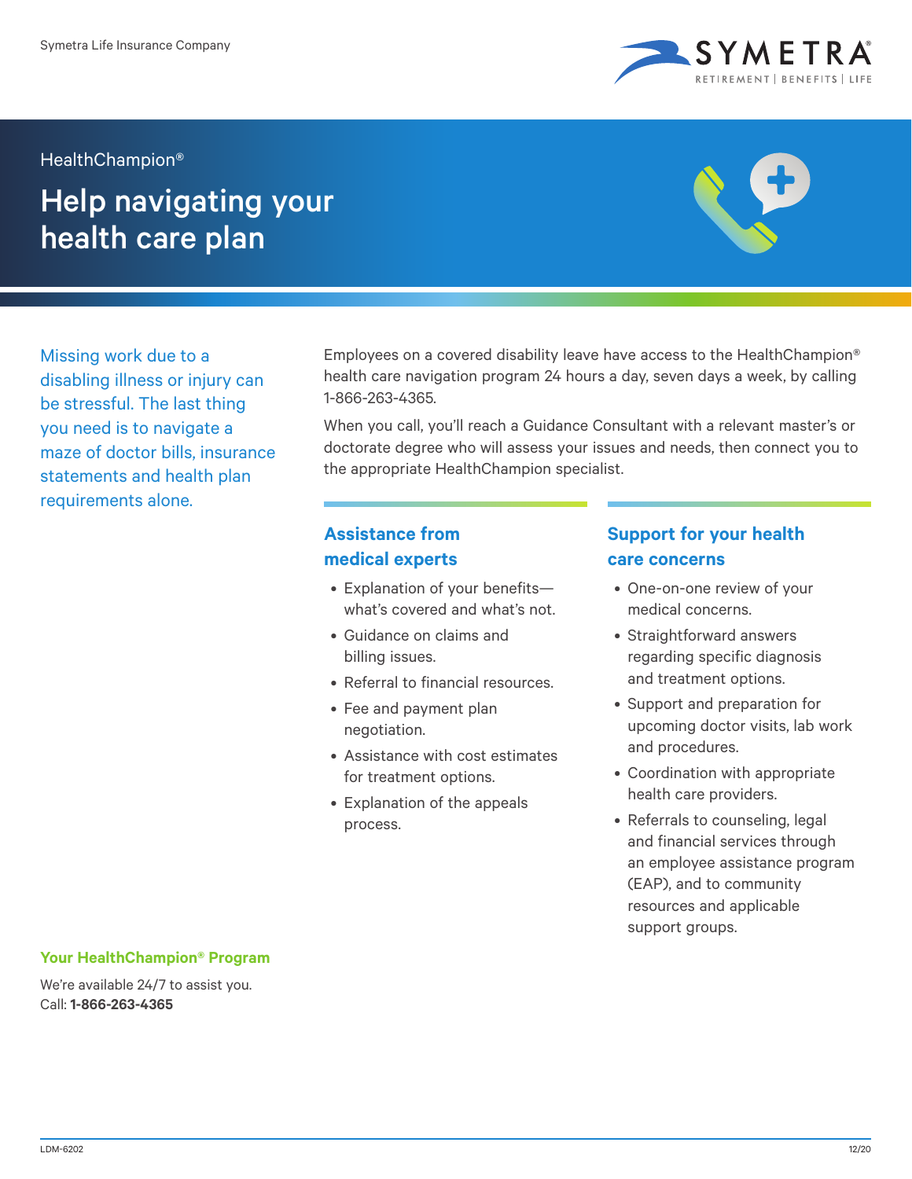Symetra Life Insurance Company

HealthChampion®

# Help navigating your health care plan

Missing work due to a disabling illness or injury can be stressful. The last thing you need is to navigate a maze of doctor bills, insurance statements and health plan requirements alone.

Employees on a covered disability leave have access to the HealthChampion® health care navigation program 24 hours a day, seven days a week, by calling 1-866-263-4365.

When you call, you'll reach a Guidance Consultant with a relevant master's or doctorate degree who will assess your issues and needs, then connect you to the appropriate HealthChampion specialist.

## Assistance from medical experts

- Explanation of your benefits—what's covered and what's not.
- Guidance on claims and billing issues.
- Referral to financial resources.
- Fee and payment plan negotiation.
- Assistance with cost estimates for treatment options.
- Explanation of the appeals process.

## Support for your health care concerns

- One-on-one review of your medical concerns.
- Straightforward answers regarding specific diagnosis and treatment options.
- Support and preparation for upcoming doctor visits, lab work and procedures.
- Coordination with appropriate health care providers.
- Referrals to counseling, legal and financial services through an employee assistance program (EAP), and to community resources and applicable support groups.

### Your HealthChampion® Program

We're available 24/7 to assist you.
Call: **1-866-263-4365**

LDM-6202 12/20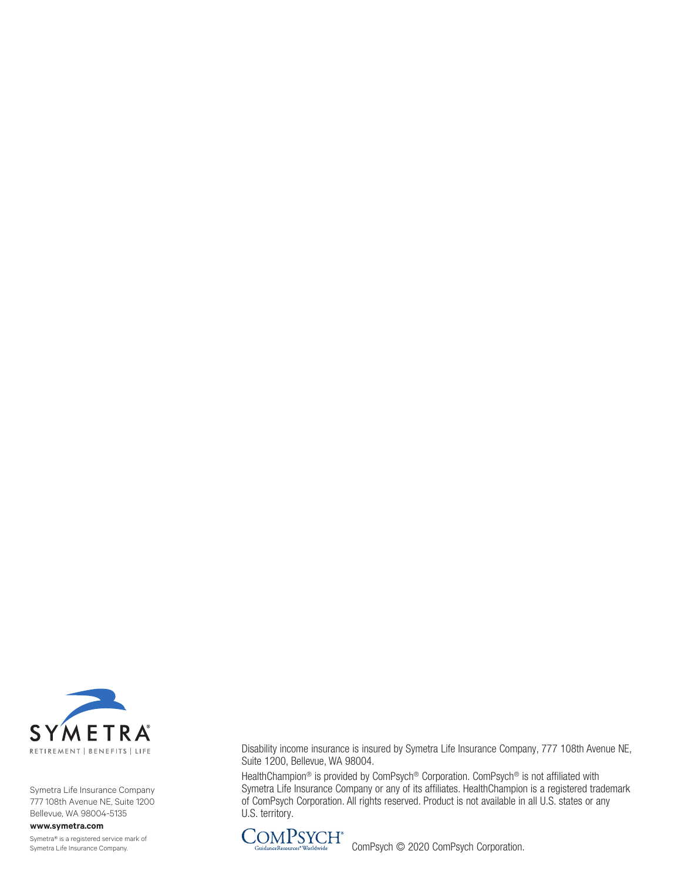SYMETRA

RETIREMENT | BENEFITS | LIFE

Symetra Life Insurance Company
777 108th Avenue NE, Suite 1200
Bellevue, WA 98004-5135

**www.symetra.com**

Symetra® is a registered service mark of Symetra Life Insurance Company.

Disability income insurance is insured by Symetra Life Insurance Company, 777 108th Avenue NE, Suite 1200, Bellevue, WA 98004.

HealthChampion® is provided by ComPsych® Corporation. ComPsych® is not affiliated with Symetra Life Insurance Company or any of its affiliates. HealthChampion is a registered trademark of ComPsych Corporation. All rights reserved. Product is not available in all U.S. states or any U.S. territory.

COMPSYCH® GuidanceResources® Worldwide

ComPsych © 2020 ComPsych Corporation.